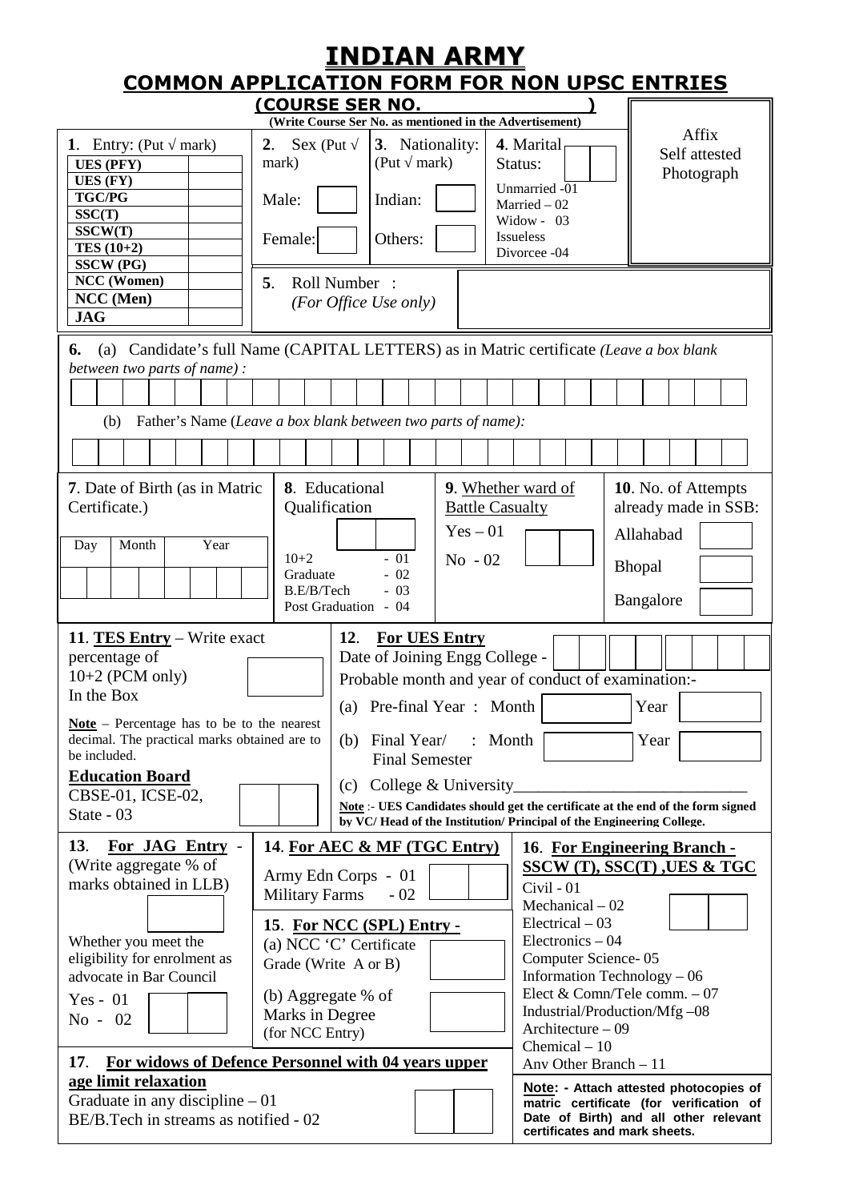# INDIAN ARMY

## COMMON APPLICATION FORM FOR NON UPSC ENTRIES

### (COURSE SER NO. )

**(Write Course Ser No. as mentioned in the Advertisement)**

Affix Self attested Photograph

**1**. Entry: (Put √ mark)

| Entry | |
|---|---|
| **UES (PFY)** | |
| **UES (FY)** | |
| **TGC/PG** | |
| **SSC(T)** | |
| **SSCW(T)** | |
| **TES (10+2)** | |
| **SSCW (PG)** | |
| **NCC (Women)** | |
| **NCC (Men)** | |
| **JAG** | |

**2**. Sex (Put √ mark)

Male: [ ]

Female: [ ]

**3**. Nationality: (Put √ mark)

Indian: [ ]

Others: [ ]

**4**. Marital Status: [ ][ ]

Unmarried -01
Married – 02
Widow - 03
Issueless Divorcee -04

**5**. Roll Number :
*(For Office Use only)*

**6.** (a) Candidate's full Name (CAPITAL LETTERS) as in Matric certificate *(Leave a box blank between two parts of name) :*

(b) Father's Name (*Leave a box blank between two parts of name):*

**7**. Date of Birth (as in Matric Certificate.)

| Day | Month | Year |
|---|---|---|
| | | |

**8**. Educational Qualification [ ][ ]

10+2 - 01
Graduate - 02
B.E/B/Tech - 03
Post Graduation - 04

**9**. Whether ward of Battle Casualty

Yes – 01
No - 02

**10**. No. of Attempts already made in SSB:

Allahabad [ ]

Bhopal [ ]

Bangalore [ ]

**11**. **TES Entry** – Write exact percentage of 10+2 (PCM only) In the Box [ ]

**Note** – Percentage has to be to the nearest decimal. The practical marks obtained are to be included.

**Education Board**
CBSE-01, ICSE-02, State - 03

**12**. **For UES Entry**
Date of Joining Engg College -
Probable month and year of conduct of examination:-

(a) Pre-final Year : Month [ ] Year [ ]

(b) Final Year/ Final Semester : Month [ ] Year [ ]

(c) College & University____________________________

**Note** :- **UES Candidates should get the certificate at the end of the form signed by VC/ Head of the Institution/ Principal of the Engineering College.**

**13**. **For JAG Entry** - (Write aggregate % of marks obtained in LLB) [ ]

Whether you meet the eligibility for enrolment as advocate in Bar Council

Yes - 01
No - 02

**14**. **For AEC & MF (TGC Entry)**

Army Edn Corps - 01
Military Farms - 02

**15**. **For NCC (SPL) Entry -**

(a) NCC 'C' Certificate Grade (Write A or B) [ ]

(b) Aggregate % of Marks in Degree (for NCC Entry) [ ]

**16**. **For Engineering Branch - SSCW (T), SSC(T) ,UES & TGC**

Civil - 01
Mechanical – 02
Electrical – 03
Electronics – 04
Computer Science- 05
Information Technology – 06
Elect & Comn/Tele comm. – 07
Industrial/Production/Mfg –08
Architecture – 09
Chemical – 10
Any Other Branch – 11

**17**. **For widows of Defence Personnel with 04 years upper age limit relaxation**

Graduate in any discipline – 01
BE/B.Tech in streams as notified - 02

**Note: - Attach attested photocopies of matric certificate (for verification of Date of Birth) and all other relevant certificates and mark sheets.**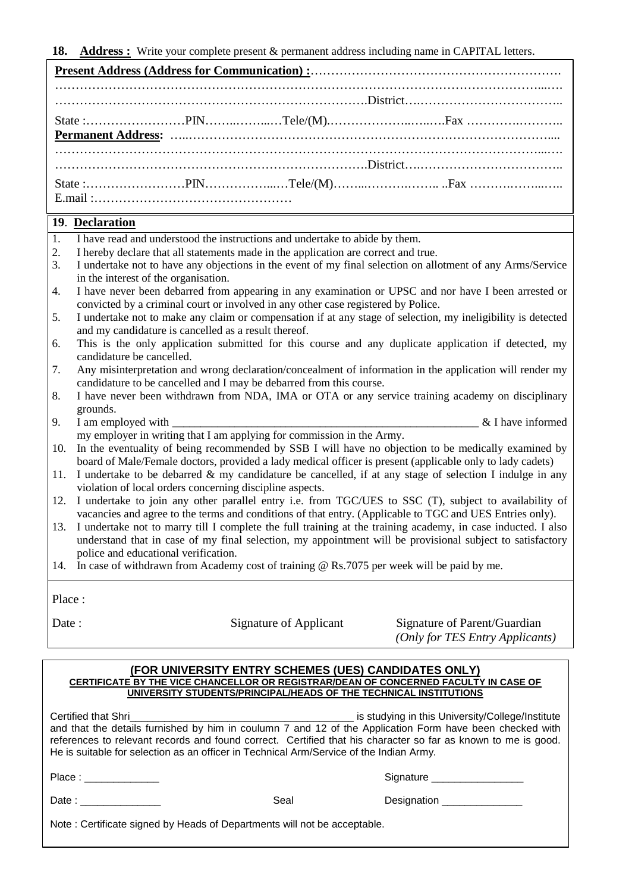**18. Address :** Write your complete present & permanent address including name in CAPITAL letters.

**Present Address (Address for Communication) :**……………………………………………………
…………………………………………………………………………………………………………..…
……………………………………………………………………….District….…………………………..

State :……………………PIN……..……..…Tele/(M).……………..…..….Fax ……….………..

**Permanent Address:** …..……………………………………………………………………………....
…………………………………………………………………………………………………………...…
……………………………………………………………………….District….…………………………..

State :……………………PIN……………..…Tele/(M)……...……….…….. ..Fax ……….……...…..

E.mail :…………………………………………

## 19. Declaration

1. I have read and understood the instructions and undertake to abide by them.
2. I hereby declare that all statements made in the application are correct and true.
3. I undertake not to have any objections in the event of my final selection on allotment of any Arms/Service in the interest of the organisation.
4. I have never been debarred from appearing in any examination or UPSC and nor have I been arrested or convicted by a criminal court or involved in any other case registered by Police.
5. I undertake not to make any claim or compensation if at any stage of selection, my ineligibility is detected and my candidature is cancelled as a result thereof.
6. This is the only application submitted for this course and any duplicate application if detected, my candidature be cancelled.
7. Any misinterpretation and wrong declaration/concealment of information in the application will render my candidature to be cancelled and I may be debarred from this course.
8. I have never been withdrawn from NDA, IMA or OTA or any service training academy on disciplinary grounds.
9. I am employed with ________________________________________________________ & I have informed my employer in writing that I am applying for commission in the Army.
10. In the eventuality of being recommended by SSB I will have no objection to be medically examined by board of Male/Female doctors, provided a lady medical officer is present (applicable only to lady cadets)
11. I undertake to be debarred & my candidature be cancelled, if at any stage of selection I indulge in any violation of local orders concerning discipline aspects.
12. I undertake to join any other parallel entry i.e. from TGC/UES to SSC (T), subject to availability of vacancies and agree to the terms and conditions of that entry. (Applicable to TGC and UES Entries only).
13. I undertake not to marry till I complete the full training at the training academy, in case inducted. I also understand that in case of my final selection, my appointment will be provisional subject to satisfactory police and educational verification.
14. In case of withdrawn from Academy cost of training @ Rs.7075 per week will be paid by me.

Place :

Date : Signature of Applicant Signature of Parent/Guardian *(Only for TES Entry Applicants)*

### (FOR UNIVERSITY ENTRY SCHEMES (UES) CANDIDATES ONLY)

**CERTIFICATE BY THE VICE CHANCELLOR OR REGISTRAR/DEAN OF CONCERNED FACULTY IN CASE OF UNIVERSITY STUDENTS/PRINCIPAL/HEADS OF THE TECHNICAL INSTITUTIONS**

Certified that Shri________________________________________ is studying in this University/College/Institute and that the details furnished by him in coulumn 7 and 12 of the Application Form have been checked with references to relevant records and found correct. Certified that his character so far as known to me is good. He is suitable for selection as an officer in Technical Arm/Service of the Indian Army.

Place : _____________ Signature ________________

Date : ______________ Seal Designation ______________

Note : Certificate signed by Heads of Departments will not be acceptable.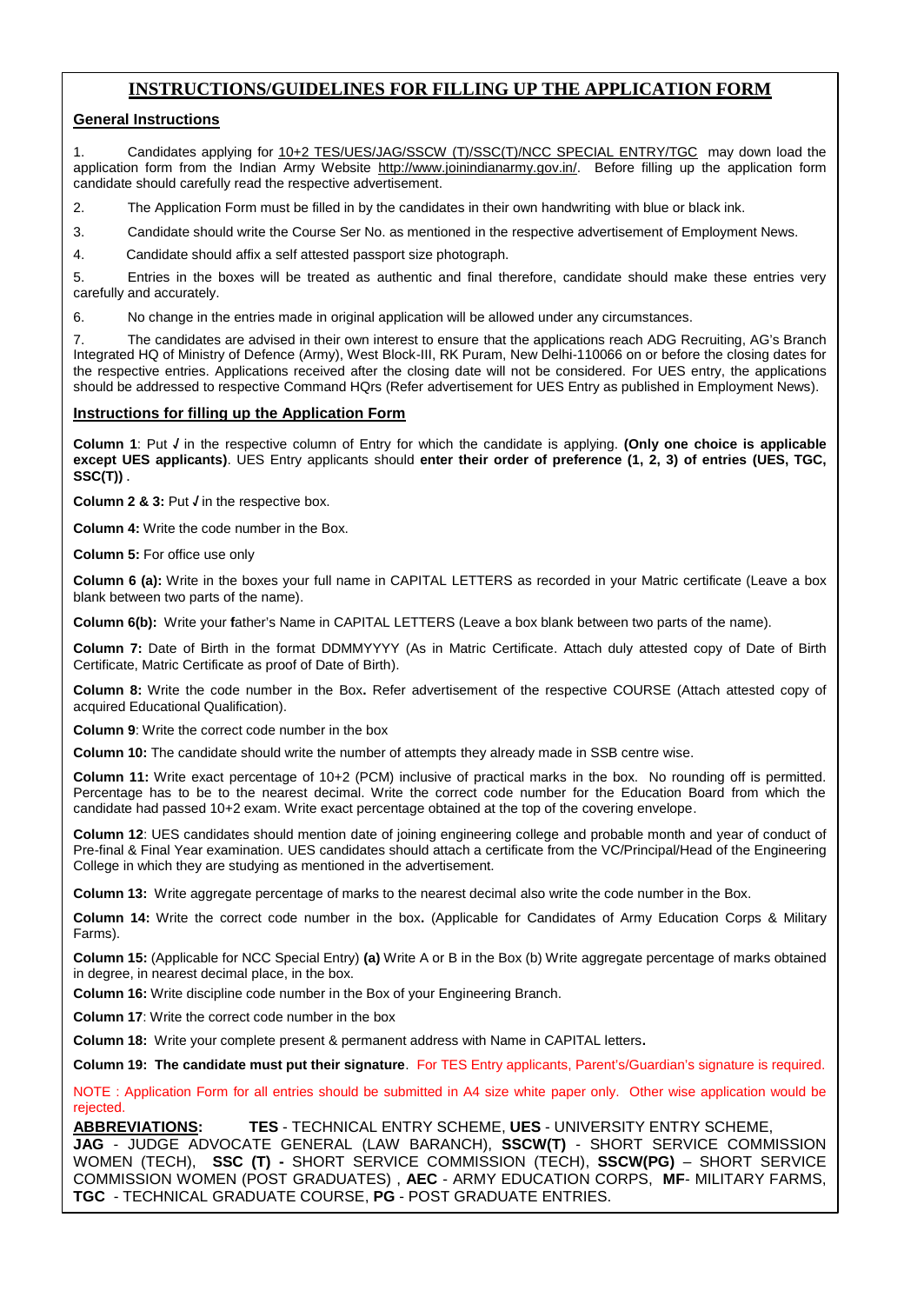# INSTRUCTIONS/GUIDELINES FOR FILLING UP THE APPLICATION FORM

## General Instructions

1. Candidates applying for 10+2 TES/UES/JAG/SSCW (T)/SSC(T)/NCC SPECIAL ENTRY/TGC may down load the application form from the Indian Army Website http://www.joinindianarmy.gov.in/. Before filling up the application form candidate should carefully read the respective advertisement.

2. The Application Form must be filled in by the candidates in their own handwriting with blue or black ink.

3. Candidate should write the Course Ser No. as mentioned in the respective advertisement of Employment News.

4. Candidate should affix a self attested passport size photograph.

5. Entries in the boxes will be treated as authentic and final therefore, candidate should make these entries very carefully and accurately.

6. No change in the entries made in original application will be allowed under any circumstances.

7. The candidates are advised in their own interest to ensure that the applications reach ADG Recruiting, AG's Branch Integrated HQ of Ministry of Defence (Army), West Block-III, RK Puram, New Delhi-110066 on or before the closing dates for the respective entries. Applications received after the closing date will not be considered. For UES entry, the applications should be addressed to respective Command HQrs (Refer advertisement for UES Entry as published in Employment News).

## Instructions for filling up the Application Form

**Column 1**: Put √ in the respective column of Entry for which the candidate is applying. **(Only one choice is applicable except UES applicants)**. UES Entry applicants should **enter their order of preference (1, 2, 3) of entries (UES, TGC, SSC(T))** .

**Column 2 & 3:** Put √ in the respective box.

**Column 4:** Write the code number in the Box.

**Column 5:** For office use only

**Column 6 (a):** Write in the boxes your full name in CAPITAL LETTERS as recorded in your Matric certificate (Leave a box blank between two parts of the name).

**Column 6(b):** Write your **f**ather's Name in CAPITAL LETTERS (Leave a box blank between two parts of the name).

**Column 7:** Date of Birth in the format DDMMYYYY (As in Matric Certificate. Attach duly attested copy of Date of Birth Certificate, Matric Certificate as proof of Date of Birth).

**Column 8:** Write the code number in the Box**.** Refer advertisement of the respective COURSE (Attach attested copy of acquired Educational Qualification).

**Column 9**: Write the correct code number in the box

**Column 10:** The candidate should write the number of attempts they already made in SSB centre wise.

**Column 11:** Write exact percentage of 10+2 (PCM) inclusive of practical marks in the box. No rounding off is permitted. Percentage has to be to the nearest decimal. Write the correct code number for the Education Board from which the candidate had passed 10+2 exam. Write exact percentage obtained at the top of the covering envelope.

**Column 12**: UES candidates should mention date of joining engineering college and probable month and year of conduct of Pre-final & Final Year examination. UES candidates should attach a certificate from the VC/Principal/Head of the Engineering College in which they are studying as mentioned in the advertisement.

**Column 13:** Write aggregate percentage of marks to the nearest decimal also write the code number in the Box.

**Column 14:** Write the correct code number in the box**.** (Applicable for Candidates of Army Education Corps & Military Farms).

**Column 15:** (Applicable for NCC Special Entry) **(a)** Write A or B in the Box (b) Write aggregate percentage of marks obtained in degree, in nearest decimal place, in the box.

**Column 16:** Write discipline code number in the Box of your Engineering Branch.

**Column 17**: Write the correct code number in the box

**Column 18:** Write your complete present & permanent address with Name in CAPITAL letters**.**

**Column 19: The candidate must put their signature**. For TES Entry applicants, Parent's/Guardian's signature is required.

NOTE : Application Form for all entries should be submitted in A4 size white paper only. Other wise application would be rejected.

**ABBREVIATIONS:** **TES** - TECHNICAL ENTRY SCHEME, **UES** - UNIVERSITY ENTRY SCHEME, **JAG** - JUDGE ADVOCATE GENERAL (LAW BARANCH), **SSCW(T)** - SHORT SERVICE COMMISSION WOMEN (TECH), **SSC (T) -** SHORT SERVICE COMMISSION (TECH), **SSCW(PG)** – SHORT SERVICE COMMISSION WOMEN (POST GRADUATES) , **AEC** - ARMY EDUCATION CORPS, **MF**- MILITARY FARMS, **TGC** - TECHNICAL GRADUATE COURSE, **PG** - POST GRADUATE ENTRIES.